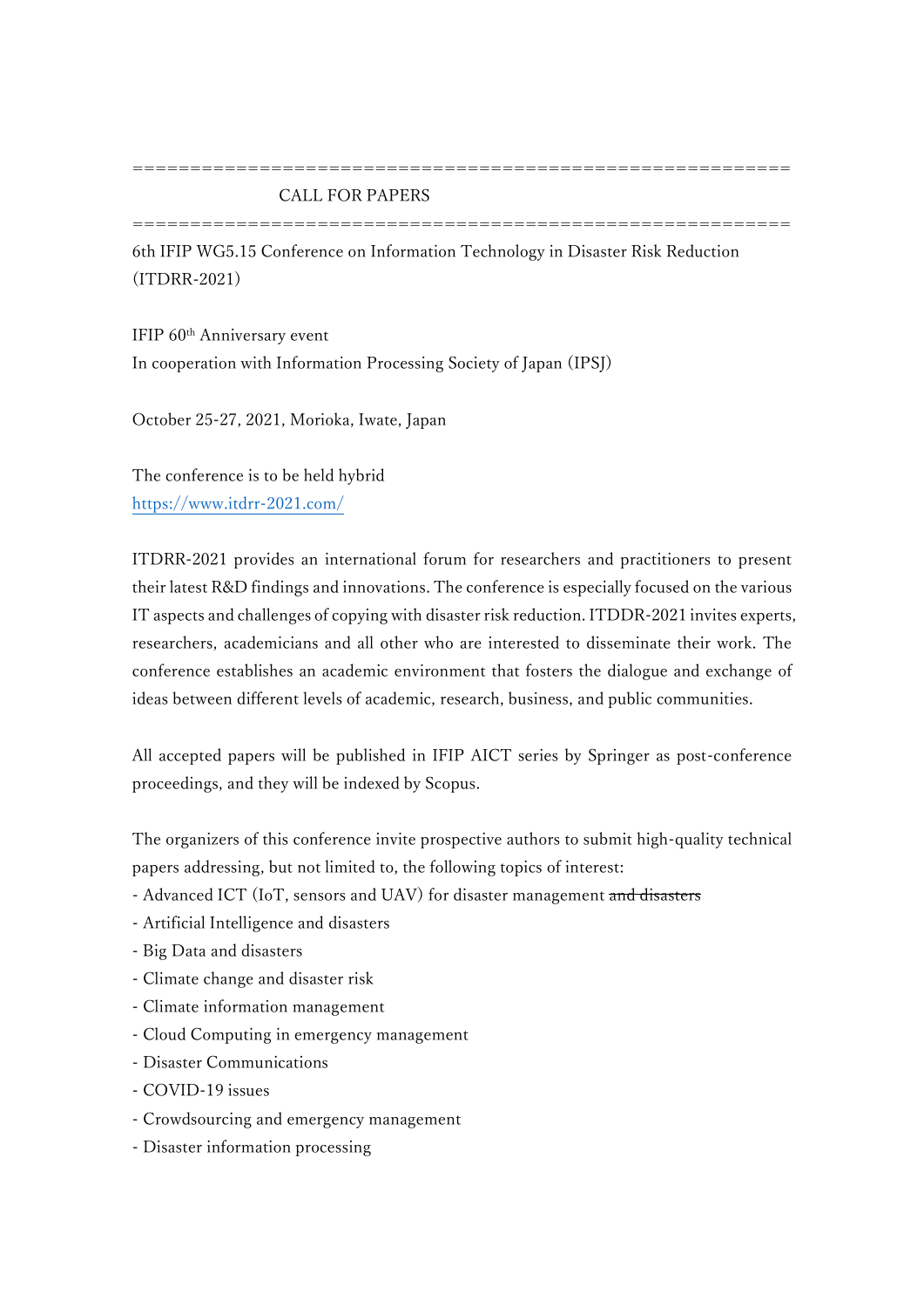==========================================================

CALL FOR PAPERS

==========================================================

6th IFIP WG5.15 Conference on Information Technology in Disaster Risk Reduction (ITDRR-2021)

IFIP 60th Anniversary event
In cooperation with Information Processing Society of Japan (IPSJ)

October 25-27, 2021, Morioka, Iwate, Japan

The conference is to be held hybrid
https://www.itdrr-2021.com/

ITDRR-2021 provides an international forum for researchers and practitioners to present their latest R&D findings and innovations. The conference is especially focused on the various IT aspects and challenges of copying with disaster risk reduction. ITDDR-2021 invites experts, researchers, academicians and all other who are interested to disseminate their work. The conference establishes an academic environment that fosters the dialogue and exchange of ideas between different levels of academic, research, business, and public communities.

All accepted papers will be published in IFIP AICT series by Springer as post-conference proceedings, and they will be indexed by Scopus.

The organizers of this conference invite prospective authors to submit high-quality technical papers addressing, but not limited to, the following topics of interest:

- Advanced ICT (IoT, sensors and UAV) for disaster management ~~and disasters~~
- Artificial Intelligence and disasters
- Big Data and disasters
- Climate change and disaster risk
- Climate information management
- Cloud Computing in emergency management
- Disaster Communications
- COVID-19 issues
- Crowdsourcing and emergency management
- Disaster information processing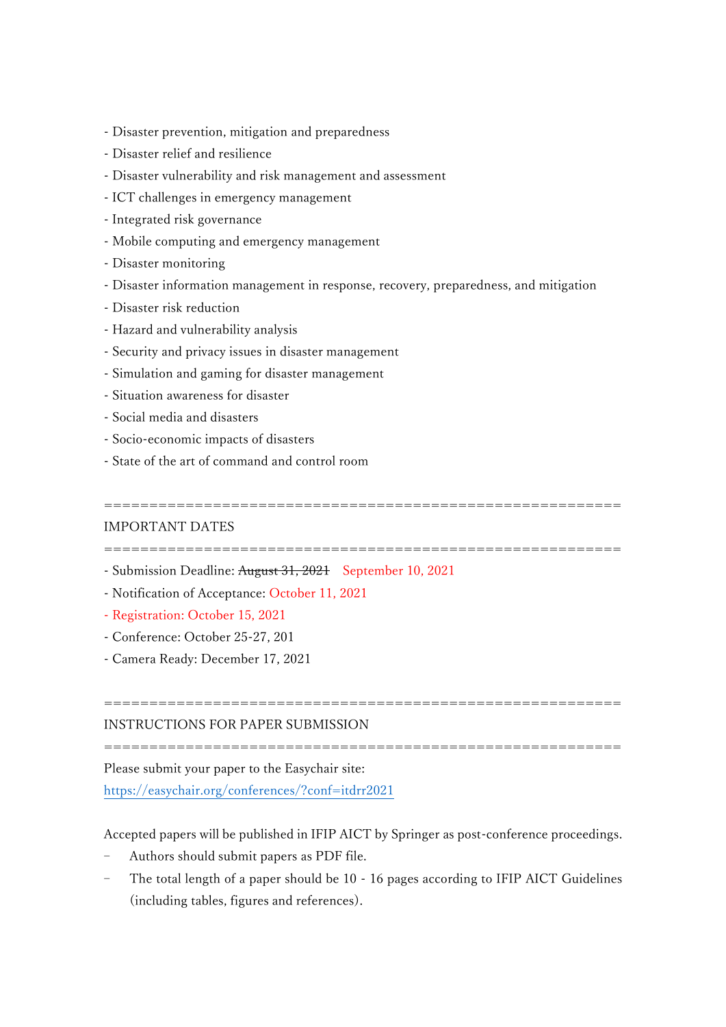- Disaster prevention, mitigation and preparedness
- Disaster relief and resilience
- Disaster vulnerability and risk management and assessment
- ICT challenges in emergency management
- Integrated risk governance
- Mobile computing and emergency management
- Disaster monitoring
- Disaster information management in response, recovery, preparedness, and mitigation
- Disaster risk reduction
- Hazard and vulnerability analysis
- Security and privacy issues in disaster management
- Simulation and gaming for disaster management
- Situation awareness for disaster
- Social media and disasters
- Socio-economic impacts of disasters
- State of the art of command and control room

==========================================================

IMPORTANT DATES

==========================================================

- Submission Deadline: ~~August 31, 2021~~ September 10, 2021
- Notification of Acceptance: October 11, 2021
- Registration: October 15, 2021
- Conference: October 25-27, 201
- Camera Ready: December 17, 2021

==========================================================

INSTRUCTIONS FOR PAPER SUBMISSION

==========================================================

Please submit your paper to the Easychair site:
https://easychair.org/conferences/?conf=itdrr2021

Accepted papers will be published in IFIP AICT by Springer as post-conference proceedings.

- Authors should submit papers as PDF file.
- The total length of a paper should be 10 - 16 pages according to IFIP AICT Guidelines (including tables, figures and references).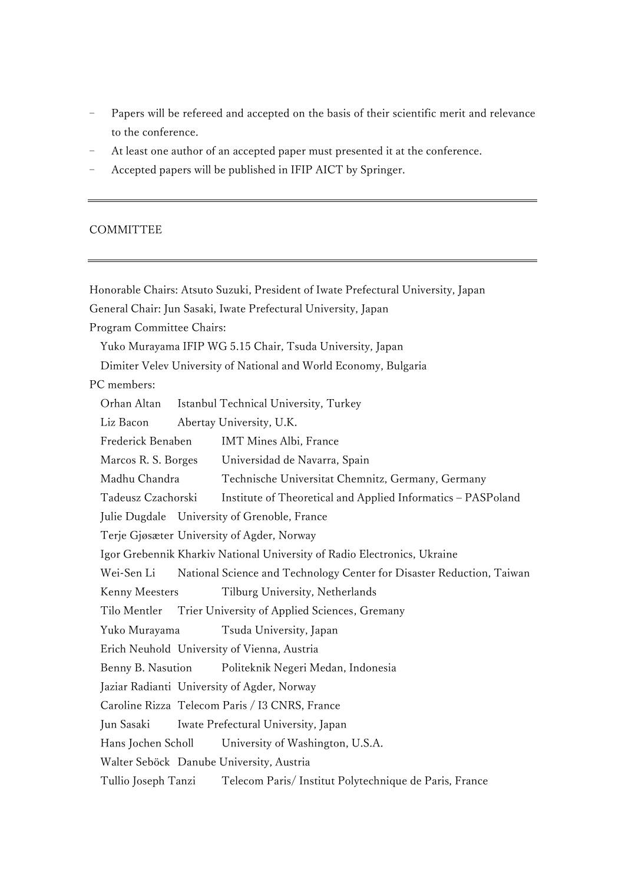- Papers will be refereed and accepted on the basis of their scientific merit and relevance to the conference.
- At least one author of an accepted paper must presented it at the conference.
- Accepted papers will be published in IFIP AICT by Springer.

---

COMMITTEE

---

Honorable Chairs: Atsuto Suzuki, President of Iwate Prefectural University, Japan

General Chair: Jun Sasaki, Iwate Prefectural University, Japan

Program Committee Chairs:

Yuko Murayama IFIP WG 5.15 Chair, Tsuda University, Japan

Dimiter Velev University of National and World Economy, Bulgaria

PC members:

Orhan Altan Istanbul Technical University, Turkey

Liz Bacon Abertay University, U.K.

Frederick Benaben IMT Mines Albi, France

Marcos R. S. Borges Universidad de Navarra, Spain

Madhu Chandra Technische Universitat Chemnitz, Germany, Germany

Tadeusz Czachorski Institute of Theoretical and Applied Informatics – PASPoland

Julie Dugdale University of Grenoble, France

Terje Gjøsæter University of Agder, Norway

Igor Grebennik Kharkiv National University of Radio Electronics, Ukraine

Wei-Sen Li National Science and Technology Center for Disaster Reduction, Taiwan

Kenny Meesters Tilburg University, Netherlands

Tilo Mentler Trier University of Applied Sciences, Gremany

Yuko Murayama Tsuda University, Japan

Erich Neuhold University of Vienna, Austria

Benny B. Nasution Politeknik Negeri Medan, Indonesia

Jaziar Radianti University of Agder, Norway

Caroline Rizza Telecom Paris / I3 CNRS, France

Jun Sasaki Iwate Prefectural University, Japan

Hans Jochen Scholl University of Washington, U.S.A.

Walter Seböck Danube University, Austria

Tullio Joseph Tanzi Telecom Paris/ Institut Polytechnique de Paris, France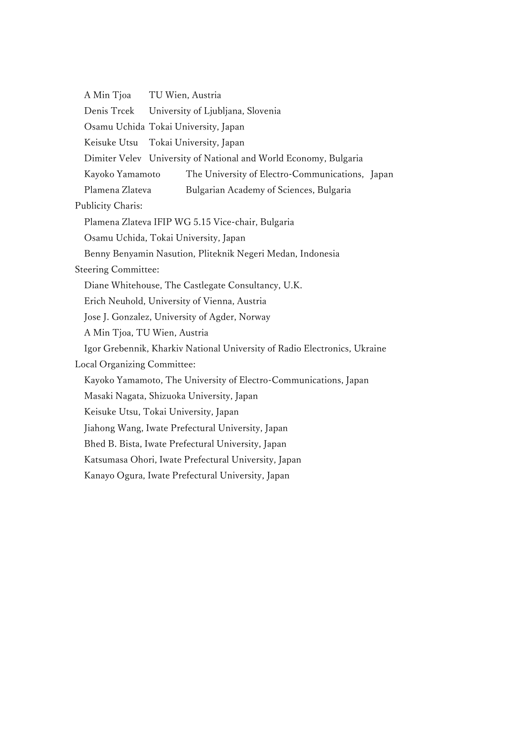A Min Tjoa TU Wien, Austria

Denis Trcek University of Ljubljana, Slovenia

Osamu Uchida Tokai University, Japan

Keisuke Utsu Tokai University, Japan

Dimiter Velev University of National and World Economy, Bulgaria

Kayoko Yamamoto The University of Electro-Communications, Japan

Plamena Zlateva Bulgarian Academy of Sciences, Bulgaria

Publicity Charis:

Plamena Zlateva IFIP WG 5.15 Vice-chair, Bulgaria

Osamu Uchida, Tokai University, Japan

Benny Benyamin Nasution, Pliteknik Negeri Medan, Indonesia

Steering Committee:

Diane Whitehouse, The Castlegate Consultancy, U.K.

Erich Neuhold, University of Vienna, Austria

Jose J. Gonzalez, University of Agder, Norway

A Min Tjoa, TU Wien, Austria

Igor Grebennik, Kharkiv National University of Radio Electronics, Ukraine

Local Organizing Committee:

Kayoko Yamamoto, The University of Electro-Communications, Japan

Masaki Nagata, Shizuoka University, Japan

Keisuke Utsu, Tokai University, Japan

Jiahong Wang, Iwate Prefectural University, Japan

Bhed B. Bista, Iwate Prefectural University, Japan

Katsumasa Ohori, Iwate Prefectural University, Japan

Kanayo Ogura, Iwate Prefectural University, Japan